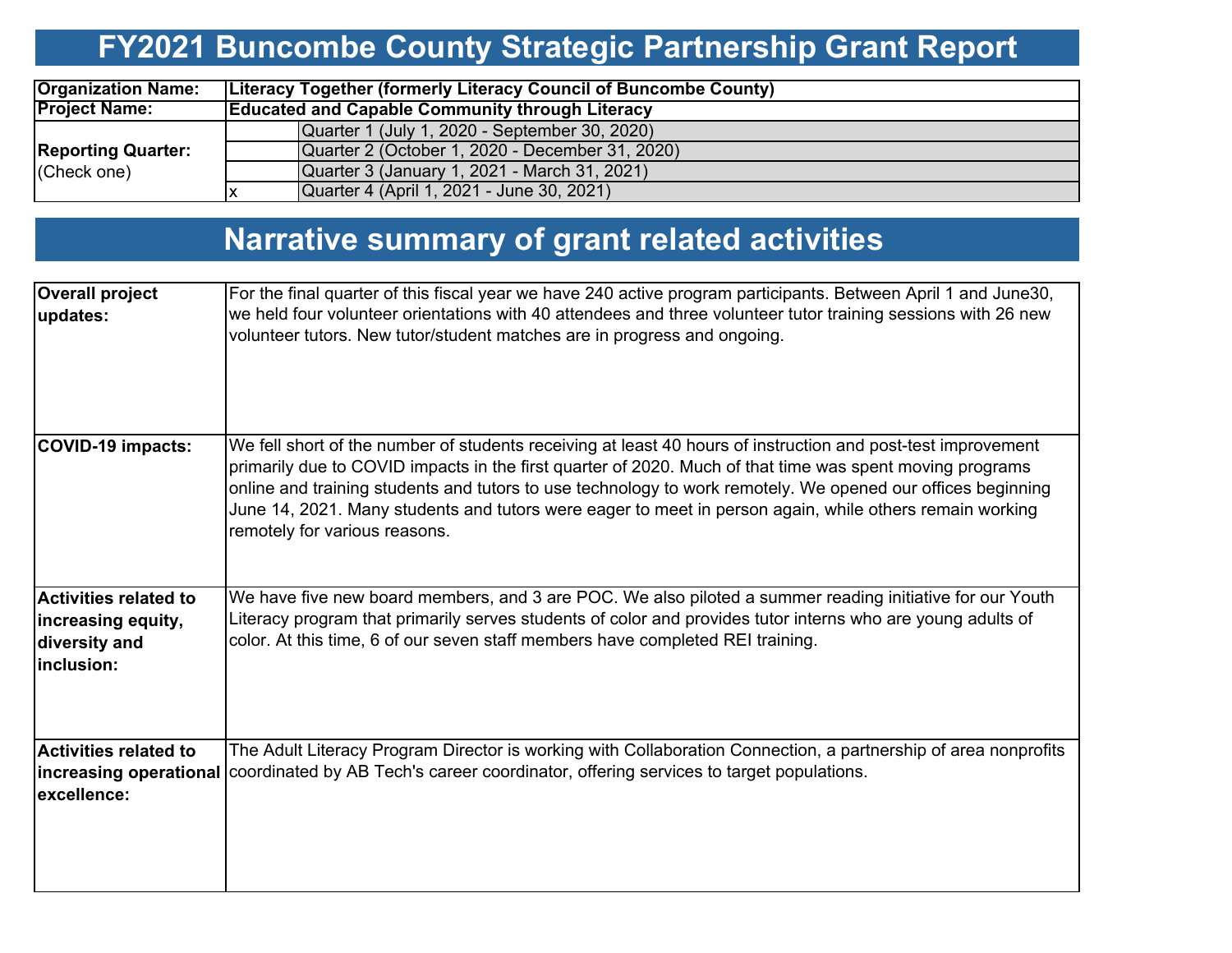# FY2021 Buncombe County Strategic Partnership Grant Report

| | | |
|---|---|---|
| **Organization Name:** | **Literacy Together (formerly Literacy Council of Buncombe County)** | |
| **Project Name:** | **Educated and Capable Community through Literacy** | |
| **Reporting Quarter:** (Check one) | | Quarter 1 (July 1, 2020 - September 30, 2020) |
| | | Quarter 2 (October 1, 2020 - December 31, 2020) |
| | | Quarter 3 (January 1, 2021 - March 31, 2021) |
| | x | Quarter 4 (April 1, 2021 - June 30, 2021) |

## Narrative summary of grant related activities

| | |
|---|---|
| **Overall project updates:** | For the final quarter of this fiscal year we have 240 active program participants. Between April 1 and June30, we held four volunteer orientations with 40 attendees and three volunteer tutor training sessions with 26 new volunteer tutors. New tutor/student matches are in progress and ongoing. |
| **COVID-19 impacts:** | We fell short of the number of students receiving at least 40 hours of instruction and post-test improvement primarily due to COVID impacts in the first quarter of 2020. Much of that time was spent moving programs online and training students and tutors to use technology to work remotely. We opened our offices beginning June 14, 2021. Many students and tutors were eager to meet in person again, while others remain working remotely for various reasons. |
| **Activities related to increasing equity, diversity and inclusion:** | We have five new board members, and 3 are POC. We also piloted a summer reading initiative for our Youth Literacy program that primarily serves students of color and provides tutor interns who are young adults of color. At this time, 6 of our seven staff members have completed REI training. |
| **Activities related to increasing operational excellence:** | The Adult Literacy Program Director is working with Collaboration Connection, a partnership of area nonprofits coordinated by AB Tech's career coordinator, offering services to target populations. |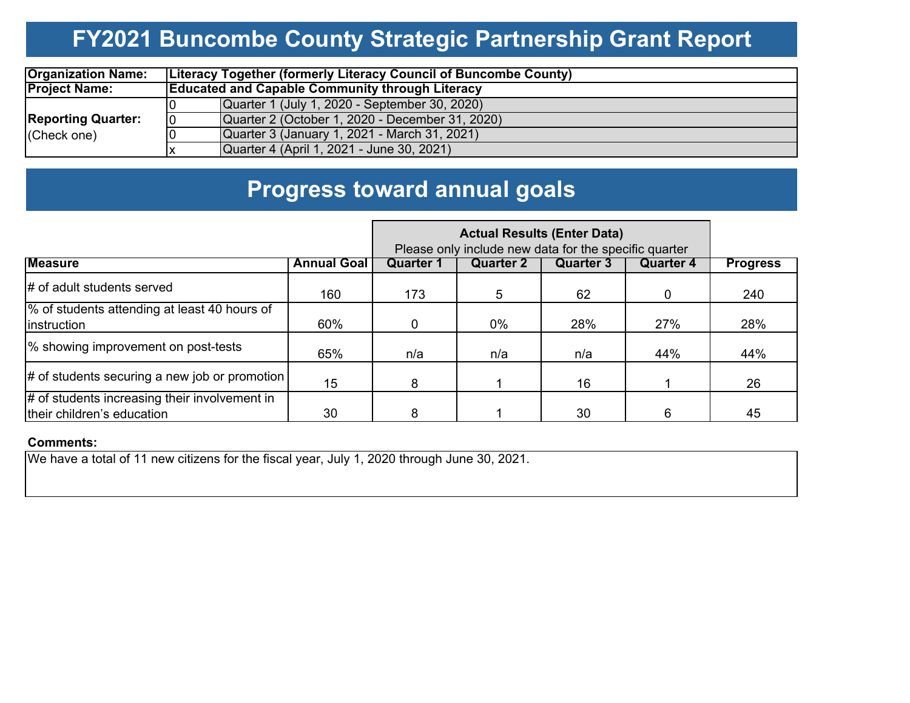# FY2021 Buncombe County Strategic Partnership Grant Report

| | | |
|---|---|---|
| **Organization Name:** | **Literacy Together (formerly Literacy Council of Buncombe County)** | |
| **Project Name:** | **Educated and Capable Community through Literacy** | |
| **Reporting Quarter:** (Check one) | 0 | Quarter 1 (July 1, 2020 - September 30, 2020) |
| | 0 | Quarter 2 (October 1, 2020 - December 31, 2020) |
| | 0 | Quarter 3 (January 1, 2021 - March 31, 2021) |
| | x | Quarter 4 (April 1, 2021 - June 30, 2021) |

# Progress toward annual goals

| | | **Actual Results (Enter Data)** Please only include new data for the specific quarter | | | | |
|---|---|---|---|---|---|---|
| **Measure** | **Annual Goal** | **Quarter 1** | **Quarter 2** | **Quarter 3** | **Quarter 4** | **Progress** |
| # of adult students served | 160 | 173 | 5 | 62 | 0 | 240 |
| % of students attending at least 40 hours of instruction | 60% | 0 | 0% | 28% | 27% | 28% |
| % showing improvement on post-tests | 65% | n/a | n/a | n/a | 44% | 44% |
| # of students securing a new job or promotion | 15 | 8 | 1 | 16 | 1 | 26 |
| # of students increasing their involvement in their children's education | 30 | 8 | 1 | 30 | 6 | 45 |

**Comments:**

We have a total of 11 new citizens for the fiscal year, July 1, 2020 through June 30, 2021.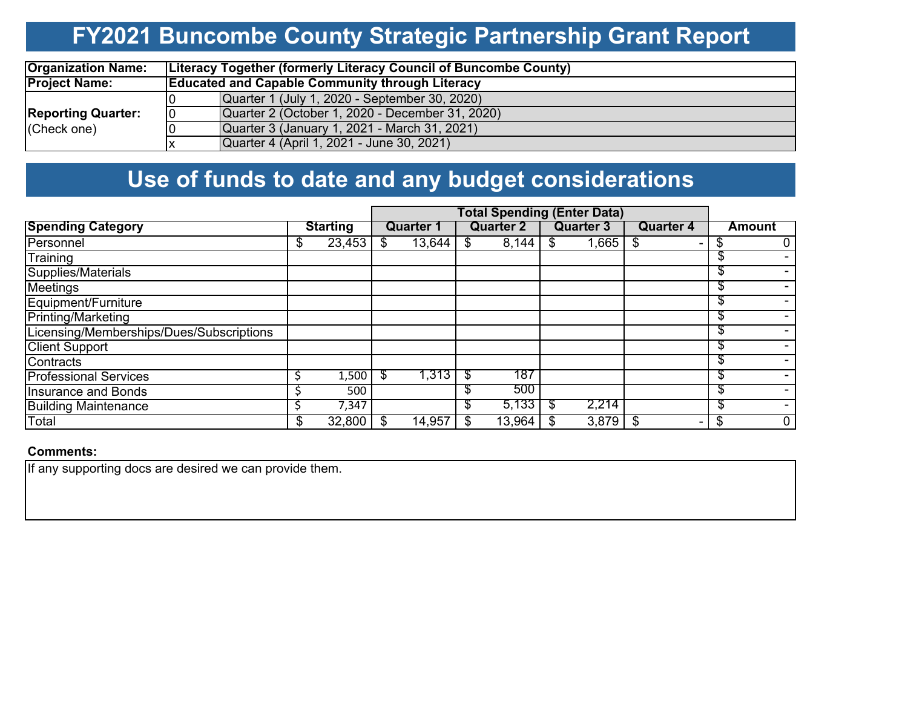# FY2021 Buncombe County Strategic Partnership Grant Report

| | | |
|---|---|---|
| **Organization Name:** | **Literacy Together (formerly Literacy Council of Buncombe County)** | |
| **Project Name:** | **Educated and Capable Community through Literacy** | |
| **Reporting Quarter:** (Check one) | 0 | Quarter 1 (July 1, 2020 - September 30, 2020) |
| | 0 | Quarter 2 (October 1, 2020 - December 31, 2020) |
| | 0 | Quarter 3 (January 1, 2021 - March 31, 2021) |
| | x | Quarter 4 (April 1, 2021 - June 30, 2021) |

# Use of funds to date and any budget considerations

| | | Total Spending (Enter Data) | | | | |
|---|---|---|---|---|---|---|
| **Spending Category** | **Starting** | **Quarter 1** | **Quarter 2** | **Quarter 3** | **Quarter 4** | **Amount** |
| Personnel | $ 23,453 | $ 13,644 | $ 8,144 | $ 1,665 | $ - | $ 0 |
| Training | | | | | | $ - |
| Supplies/Materials | | | | | | $ - |
| Meetings | | | | | | $ - |
| Equipment/Furniture | | | | | | $ - |
| Printing/Marketing | | | | | | $ - |
| Licensing/Memberships/Dues/Subscriptions | | | | | | $ - |
| Client Support | | | | | | $ - |
| Contracts | | | | | | $ - |
| Professional Services | $ 1,500 | $ 1,313 | $ 187 | | | $ - |
| Insurance and Bonds | $ 500 | | $ 500 | | | $ - |
| Building Maintenance | $ 7,347 | | $ 5,133 | $ 2,214 | | $ - |
| Total | $ 32,800 | $ 14,957 | $ 13,964 | $ 3,879 | $ - | $ 0 |

**Comments:**

If any supporting docs are desired we can provide them.